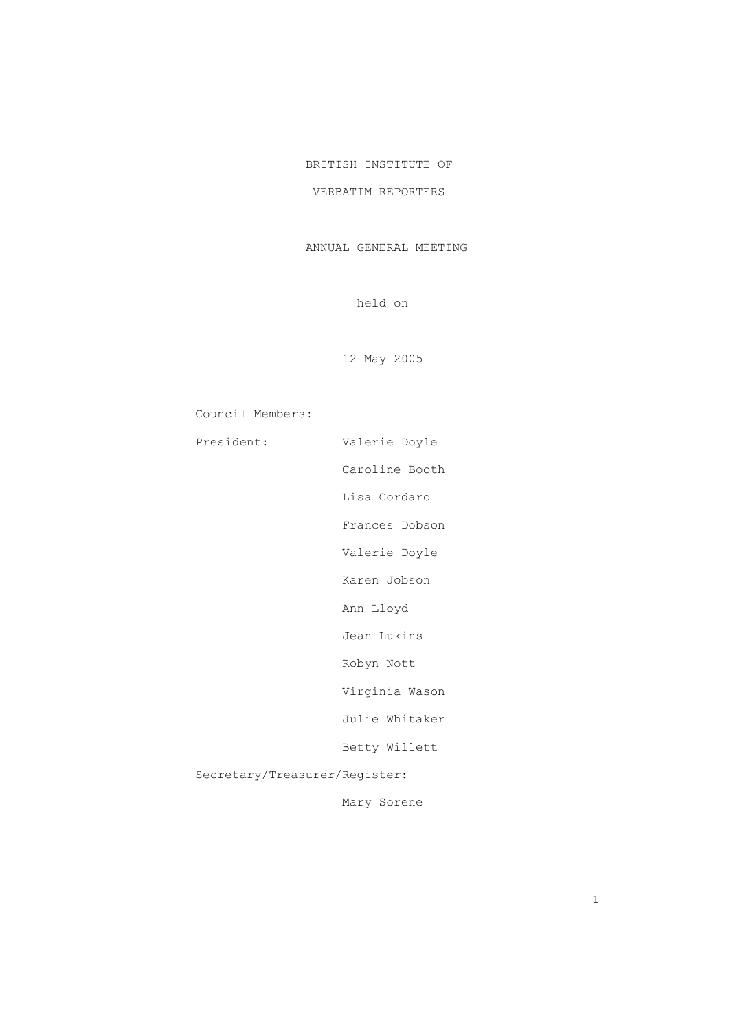# BRITISH INSTITUTE OF VERBATIM REPORTERS

## ANNUAL GENERAL MEETING

held on

12 May 2005

Council Members:

| | |
|---|---|
| President: | Valerie Doyle |
| | Caroline Booth |
| | Lisa Cordaro |
| | Frances Dobson |
| | Valerie Doyle |
| | Karen Jobson |
| | Ann Lloyd |
| | Jean Lukins |
| | Robyn Nott |
| | Virginia Wason |
| | Julie Whitaker |
| | Betty Willett |

Secretary/Treasurer/Register:

Mary Sorene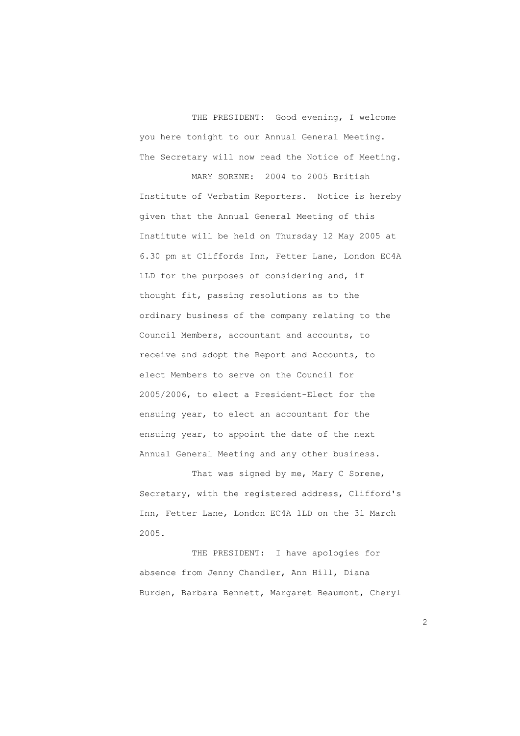THE PRESIDENT: Good evening, I welcome you here tonight to our Annual General Meeting. The Secretary will now read the Notice of Meeting.

MARY SORENE: 2004 to 2005 British Institute of Verbatim Reporters. Notice is hereby given that the Annual General Meeting of this Institute will be held on Thursday 12 May 2005 at 6.30 pm at Cliffords Inn, Fetter Lane, London EC4A 1LD for the purposes of considering and, if thought fit, passing resolutions as to the ordinary business of the company relating to the Council Members, accountant and accounts, to receive and adopt the Report and Accounts, to elect Members to serve on the Council for 2005/2006, to elect a President-Elect for the ensuing year, to elect an accountant for the ensuing year, to appoint the date of the next Annual General Meeting and any other business.

That was signed by me, Mary C Sorene, Secretary, with the registered address, Clifford's Inn, Fetter Lane, London EC4A 1LD on the 31 March 2005.

THE PRESIDENT: I have apologies for absence from Jenny Chandler, Ann Hill, Diana Burden, Barbara Bennett, Margaret Beaumont, Cheryl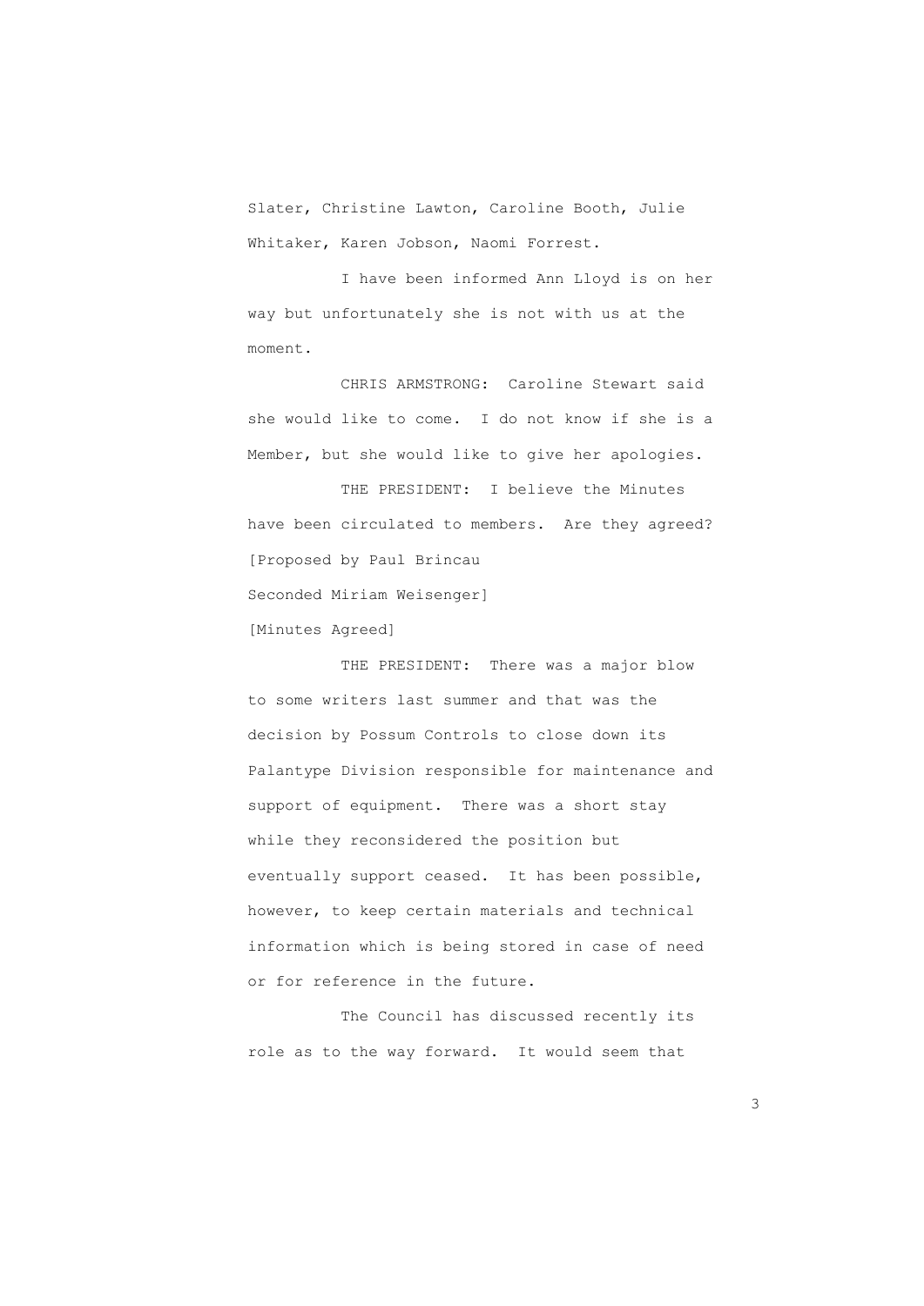Slater, Christine Lawton, Caroline Booth, Julie Whitaker, Karen Jobson, Naomi Forrest.

I have been informed Ann Lloyd is on her way but unfortunately she is not with us at the moment.

CHRIS ARMSTRONG: Caroline Stewart said she would like to come. I do not know if she is a Member, but she would like to give her apologies.

THE PRESIDENT: I believe the Minutes have been circulated to members. Are they agreed?

[Proposed by Paul Brincau
Seconded Miriam Weisenger]

[Minutes Agreed]

THE PRESIDENT: There was a major blow to some writers last summer and that was the decision by Possum Controls to close down its Palantype Division responsible for maintenance and support of equipment. There was a short stay while they reconsidered the position but eventually support ceased. It has been possible, however, to keep certain materials and technical information which is being stored in case of need or for reference in the future.

The Council has discussed recently its role as to the way forward. It would seem that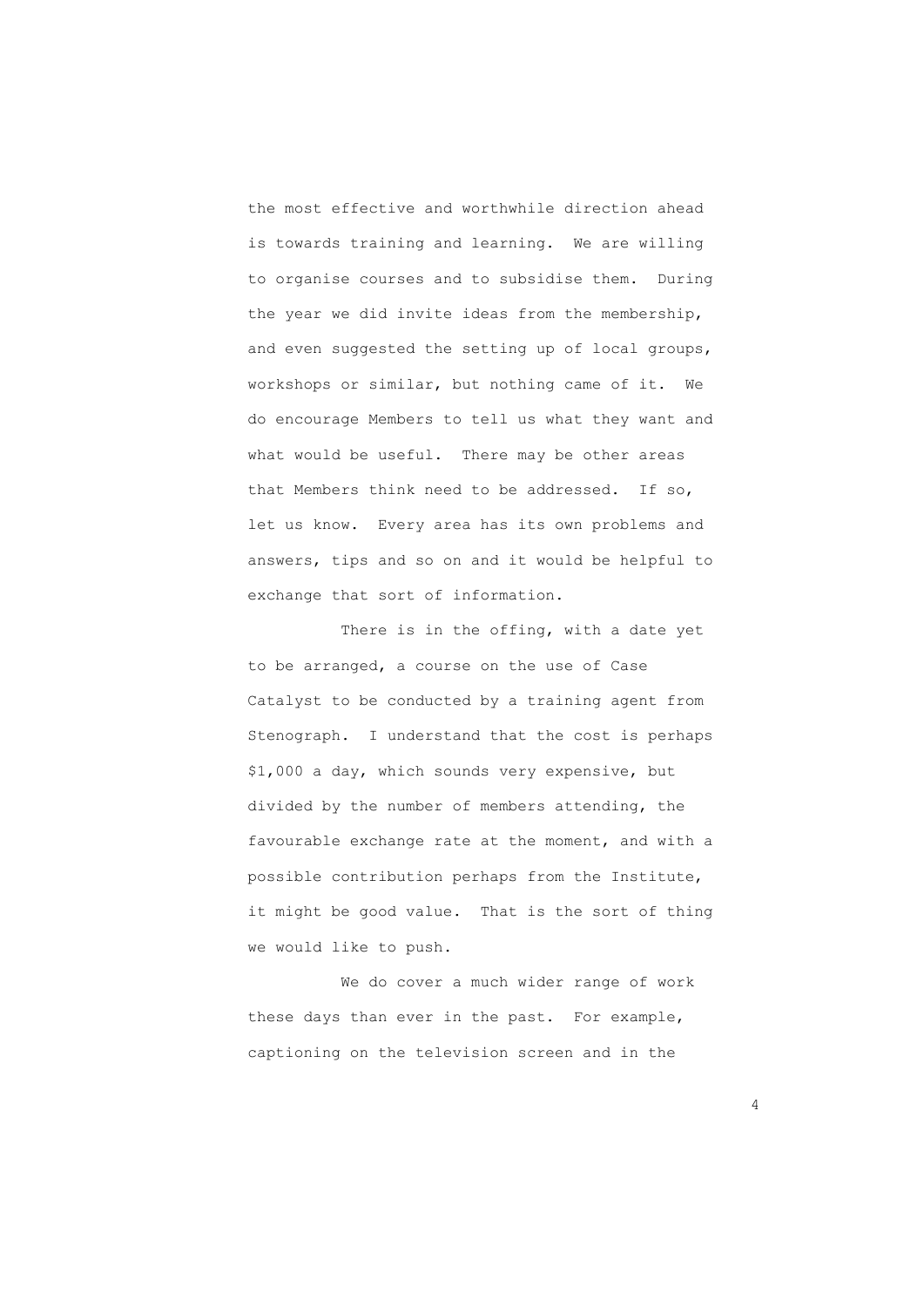the most effective and worthwhile direction ahead is towards training and learning. We are willing to organise courses and to subsidise them. During the year we did invite ideas from the membership, and even suggested the setting up of local groups, workshops or similar, but nothing came of it. We do encourage Members to tell us what they want and what would be useful. There may be other areas that Members think need to be addressed. If so, let us know. Every area has its own problems and answers, tips and so on and it would be helpful to exchange that sort of information.

There is in the offing, with a date yet to be arranged, a course on the use of Case Catalyst to be conducted by a training agent from Stenograph. I understand that the cost is perhaps $1,000 a day, which sounds very expensive, but divided by the number of members attending, the favourable exchange rate at the moment, and with a possible contribution perhaps from the Institute, it might be good value. That is the sort of thing we would like to push.

We do cover a much wider range of work these days than ever in the past. For example, captioning on the television screen and in the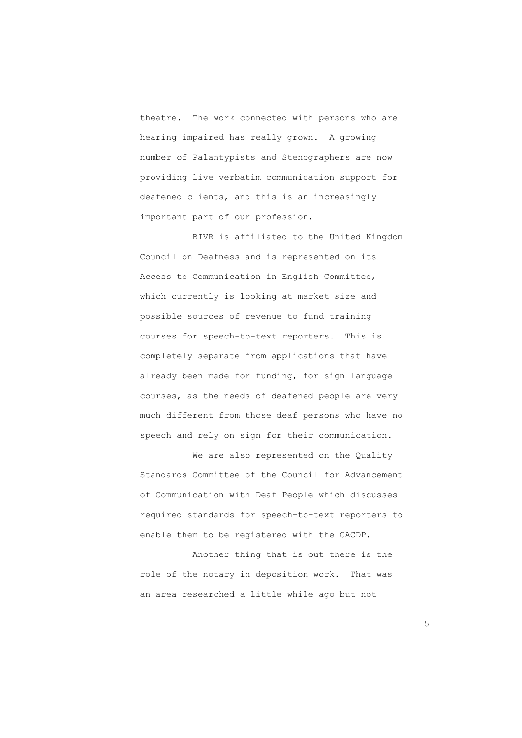theatre. The work connected with persons who are hearing impaired has really grown. A growing number of Palantypists and Stenographers are now providing live verbatim communication support for deafened clients, and this is an increasingly important part of our profession.

BIVR is affiliated to the United Kingdom Council on Deafness and is represented on its Access to Communication in English Committee, which currently is looking at market size and possible sources of revenue to fund training courses for speech-to-text reporters. This is completely separate from applications that have already been made for funding, for sign language courses, as the needs of deafened people are very much different from those deaf persons who have no speech and rely on sign for their communication.

We are also represented on the Quality Standards Committee of the Council for Advancement of Communication with Deaf People which discusses required standards for speech-to-text reporters to enable them to be registered with the CACDP.

Another thing that is out there is the role of the notary in deposition work. That was an area researched a little while ago but not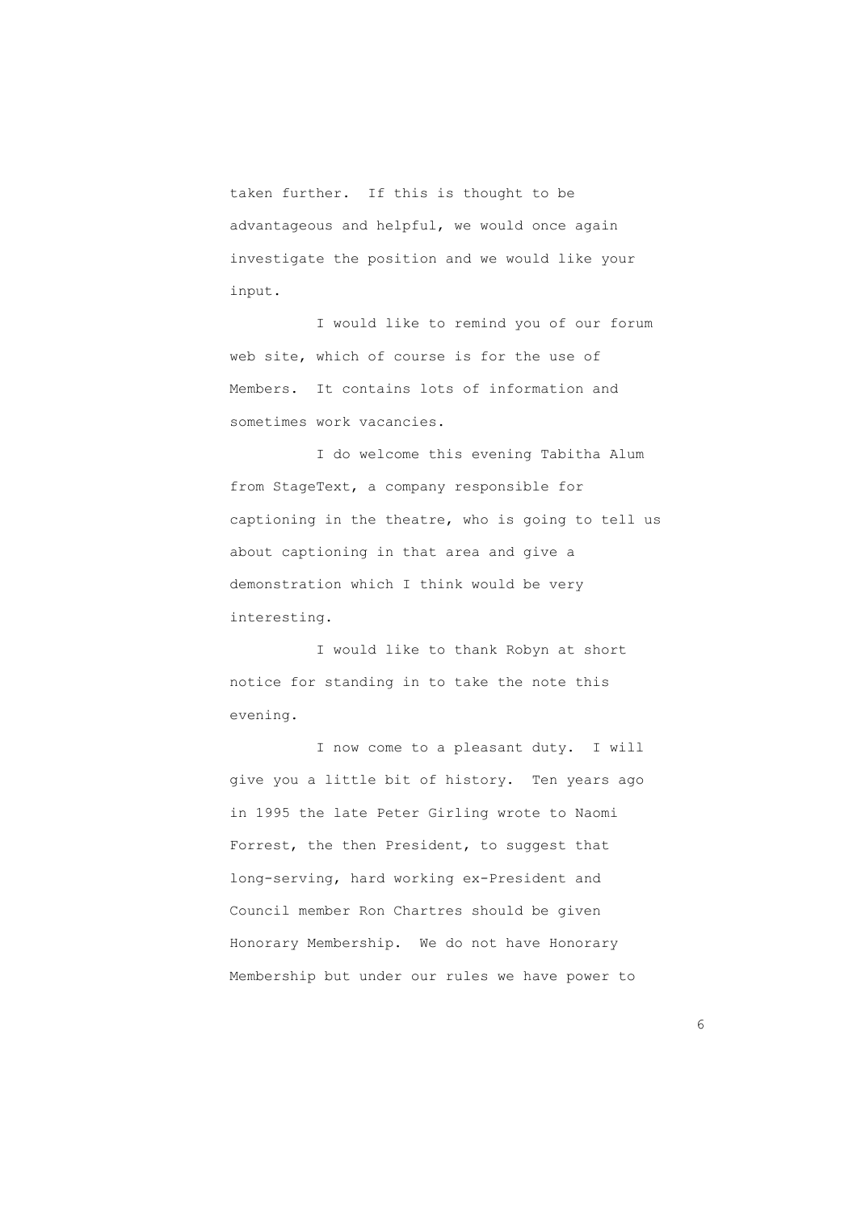taken further. If this is thought to be advantageous and helpful, we would once again investigate the position and we would like your input.

I would like to remind you of our forum web site, which of course is for the use of Members. It contains lots of information and sometimes work vacancies.

I do welcome this evening Tabitha Alum from StageText, a company responsible for captioning in the theatre, who is going to tell us about captioning in that area and give a demonstration which I think would be very interesting.

I would like to thank Robyn at short notice for standing in to take the note this evening.

I now come to a pleasant duty. I will give you a little bit of history. Ten years ago in 1995 the late Peter Girling wrote to Naomi Forrest, the then President, to suggest that long-serving, hard working ex-President and Council member Ron Chartres should be given Honorary Membership. We do not have Honorary Membership but under our rules we have power to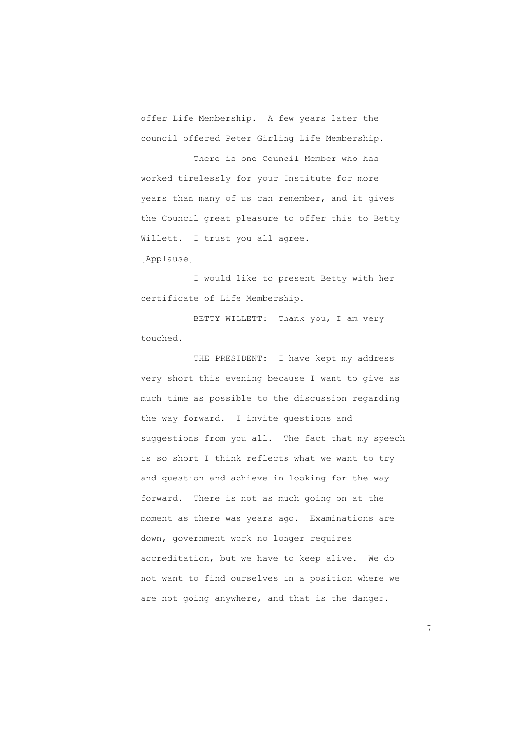offer Life Membership. A few years later the council offered Peter Girling Life Membership.

There is one Council Member who has worked tirelessly for your Institute for more years than many of us can remember, and it gives the Council great pleasure to offer this to Betty Willett. I trust you all agree.

[Applause]

I would like to present Betty with her certificate of Life Membership.

BETTY WILLETT: Thank you, I am very touched.

THE PRESIDENT: I have kept my address very short this evening because I want to give as much time as possible to the discussion regarding the way forward. I invite questions and suggestions from you all. The fact that my speech is so short I think reflects what we want to try and question and achieve in looking for the way forward. There is not as much going on at the moment as there was years ago. Examinations are down, government work no longer requires accreditation, but we have to keep alive. We do not want to find ourselves in a position where we are not going anywhere, and that is the danger.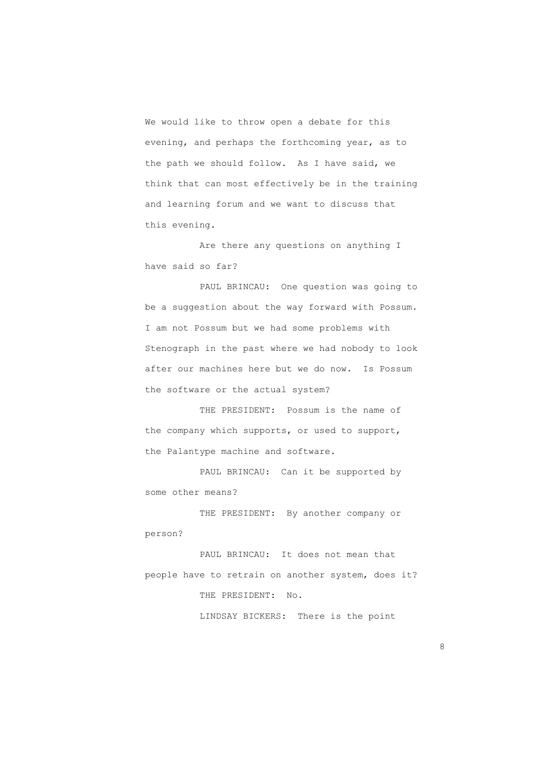We would like to throw open a debate for this evening, and perhaps the forthcoming year, as to the path we should follow. As I have said, we think that can most effectively be in the training and learning forum and we want to discuss that this evening.

Are there any questions on anything I have said so far?

PAUL BRINCAU: One question was going to be a suggestion about the way forward with Possum. I am not Possum but we had some problems with Stenograph in the past where we had nobody to look after our machines here but we do now. Is Possum the software or the actual system?

THE PRESIDENT: Possum is the name of the company which supports, or used to support, the Palantype machine and software.

PAUL BRINCAU: Can it be supported by some other means?

THE PRESIDENT: By another company or person?

PAUL BRINCAU: It does not mean that people have to retrain on another system, does it?

THE PRESIDENT: No.

LINDSAY BICKERS: There is the point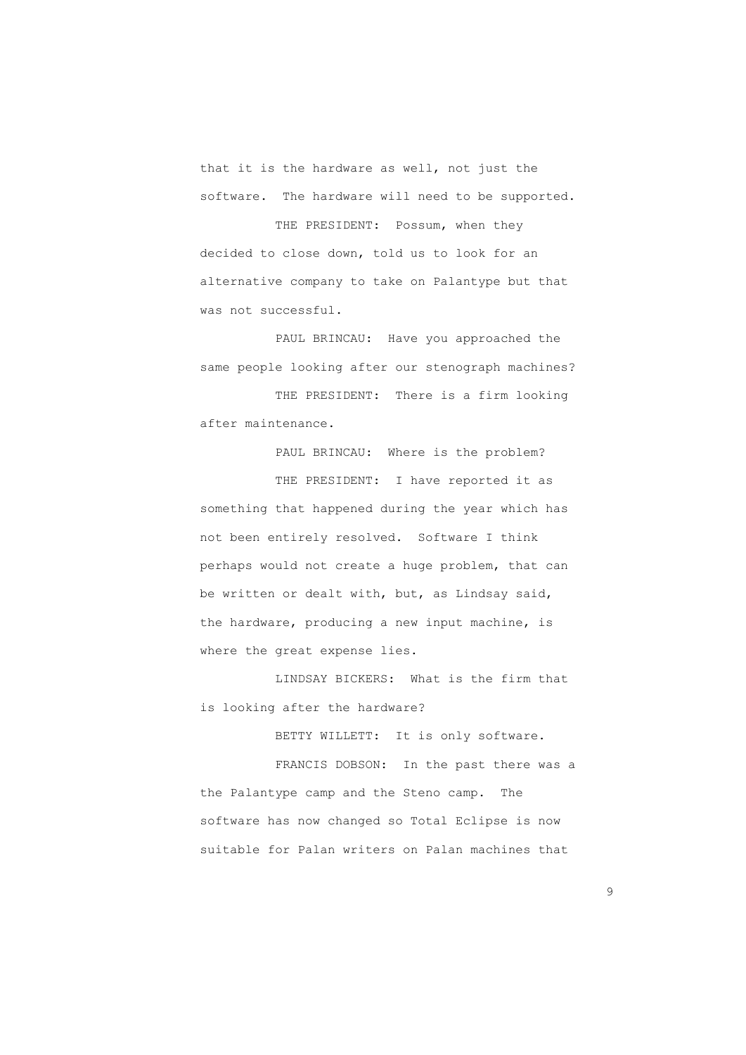that it is the hardware as well, not just the software. The hardware will need to be supported.

THE PRESIDENT: Possum, when they decided to close down, told us to look for an alternative company to take on Palantype but that was not successful.

PAUL BRINCAU: Have you approached the same people looking after our stenograph machines?

THE PRESIDENT: There is a firm looking after maintenance.

PAUL BRINCAU: Where is the problem?

THE PRESIDENT: I have reported it as something that happened during the year which has not been entirely resolved. Software I think perhaps would not create a huge problem, that can be written or dealt with, but, as Lindsay said, the hardware, producing a new input machine, is where the great expense lies.

LINDSAY BICKERS: What is the firm that is looking after the hardware?

BETTY WILLETT: It is only software.

FRANCIS DOBSON: In the past there was a the Palantype camp and the Steno camp. The software has now changed so Total Eclipse is now suitable for Palan writers on Palan machines that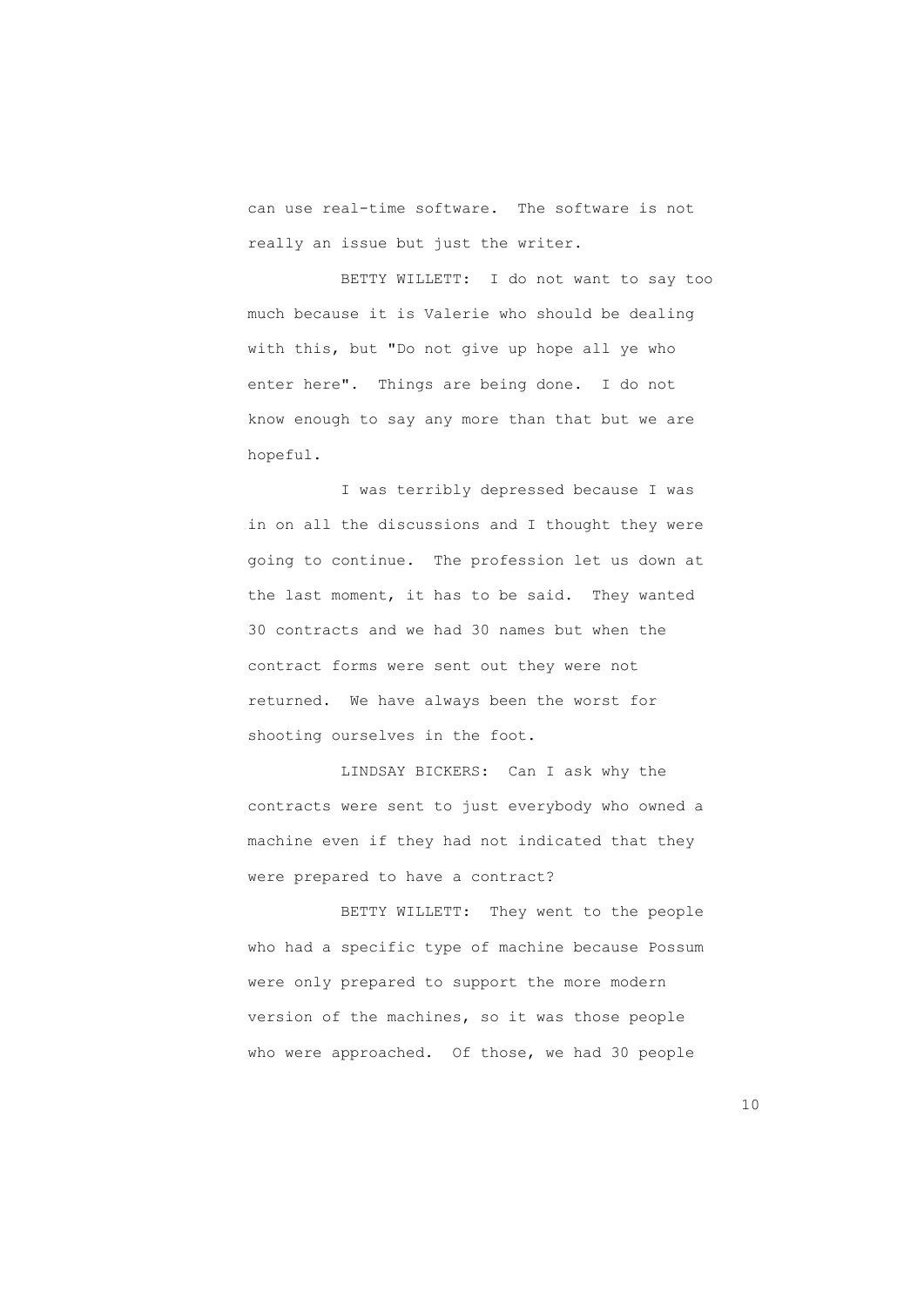can use real-time software. The software is not really an issue but just the writer.

BETTY WILLETT: I do not want to say too much because it is Valerie who should be dealing with this, but "Do not give up hope all ye who enter here". Things are being done. I do not know enough to say any more than that but we are hopeful.

I was terribly depressed because I was in on all the discussions and I thought they were going to continue. The profession let us down at the last moment, it has to be said. They wanted 30 contracts and we had 30 names but when the contract forms were sent out they were not returned. We have always been the worst for shooting ourselves in the foot.

LINDSAY BICKERS: Can I ask why the contracts were sent to just everybody who owned a machine even if they had not indicated that they were prepared to have a contract?

BETTY WILLETT: They went to the people who had a specific type of machine because Possum were only prepared to support the more modern version of the machines, so it was those people who were approached. Of those, we had 30 people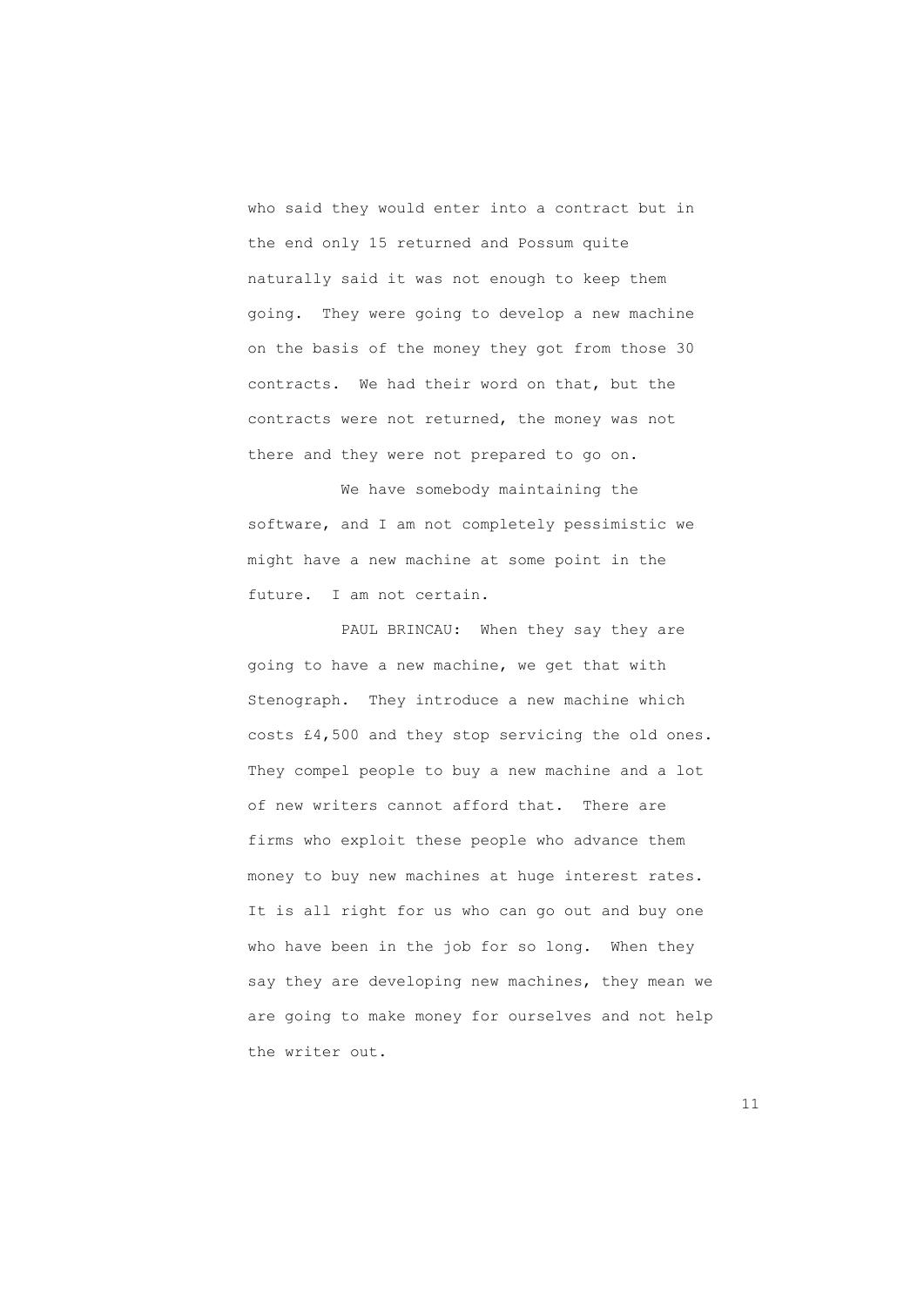who said they would enter into a contract but in the end only 15 returned and Possum quite naturally said it was not enough to keep them going. They were going to develop a new machine on the basis of the money they got from those 30 contracts. We had their word on that, but the contracts were not returned, the money was not there and they were not prepared to go on.

We have somebody maintaining the software, and I am not completely pessimistic we might have a new machine at some point in the future. I am not certain.

PAUL BRINCAU: When they say they are going to have a new machine, we get that with Stenograph. They introduce a new machine which costs £4,500 and they stop servicing the old ones. They compel people to buy a new machine and a lot of new writers cannot afford that. There are firms who exploit these people who advance them money to buy new machines at huge interest rates. It is all right for us who can go out and buy one who have been in the job for so long. When they say they are developing new machines, they mean we are going to make money for ourselves and not help the writer out.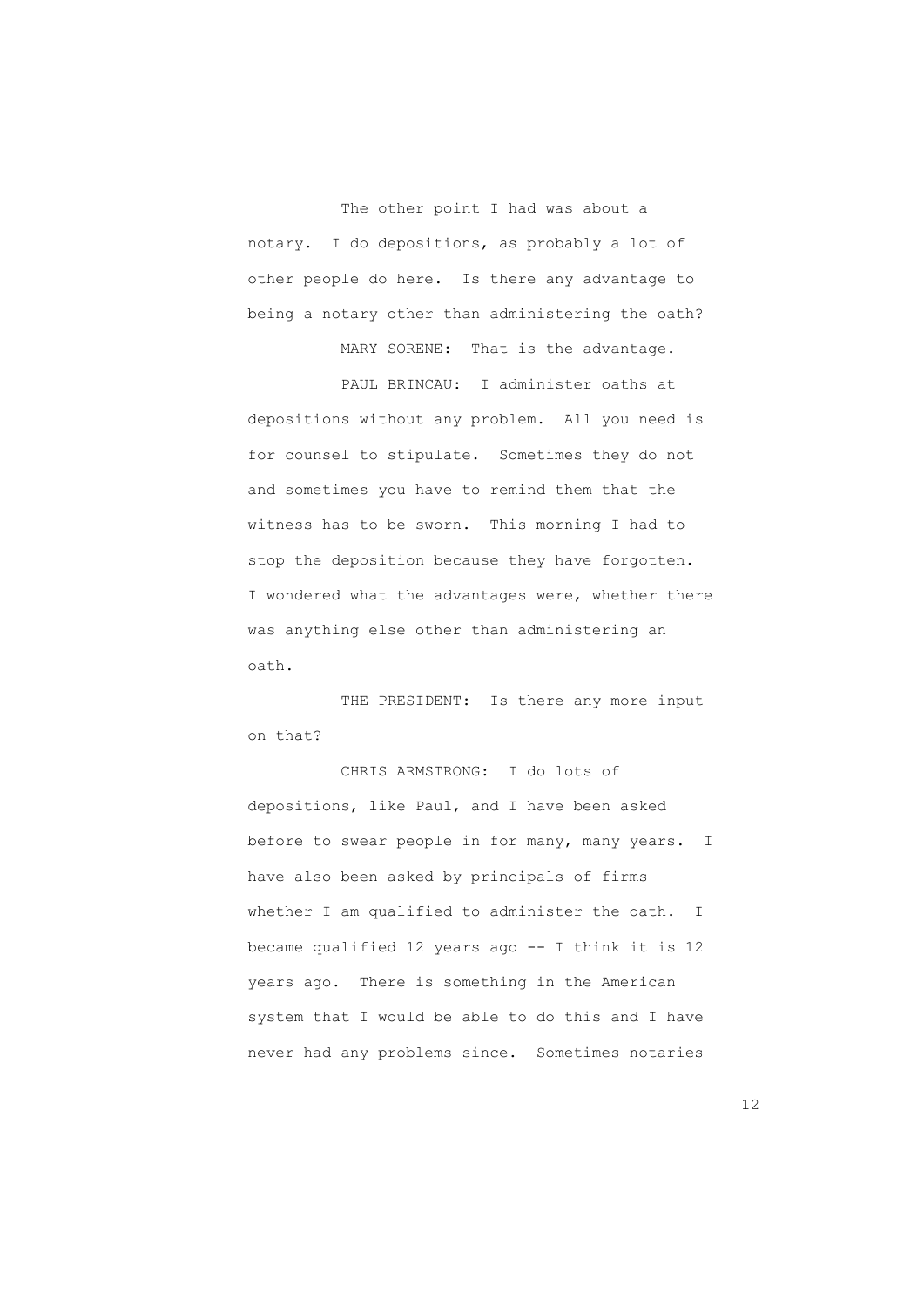The other point I had was about a notary. I do depositions, as probably a lot of other people do here. Is there any advantage to being a notary other than administering the oath?

MARY SORENE: That is the advantage.

PAUL BRINCAU: I administer oaths at depositions without any problem. All you need is for counsel to stipulate. Sometimes they do not and sometimes you have to remind them that the witness has to be sworn. This morning I had to stop the deposition because they have forgotten. I wondered what the advantages were, whether there was anything else other than administering an oath.

THE PRESIDENT: Is there any more input on that?

CHRIS ARMSTRONG: I do lots of depositions, like Paul, and I have been asked before to swear people in for many, many years. I have also been asked by principals of firms whether I am qualified to administer the oath. I became qualified 12 years ago -- I think it is 12 years ago. There is something in the American system that I would be able to do this and I have never had any problems since. Sometimes notaries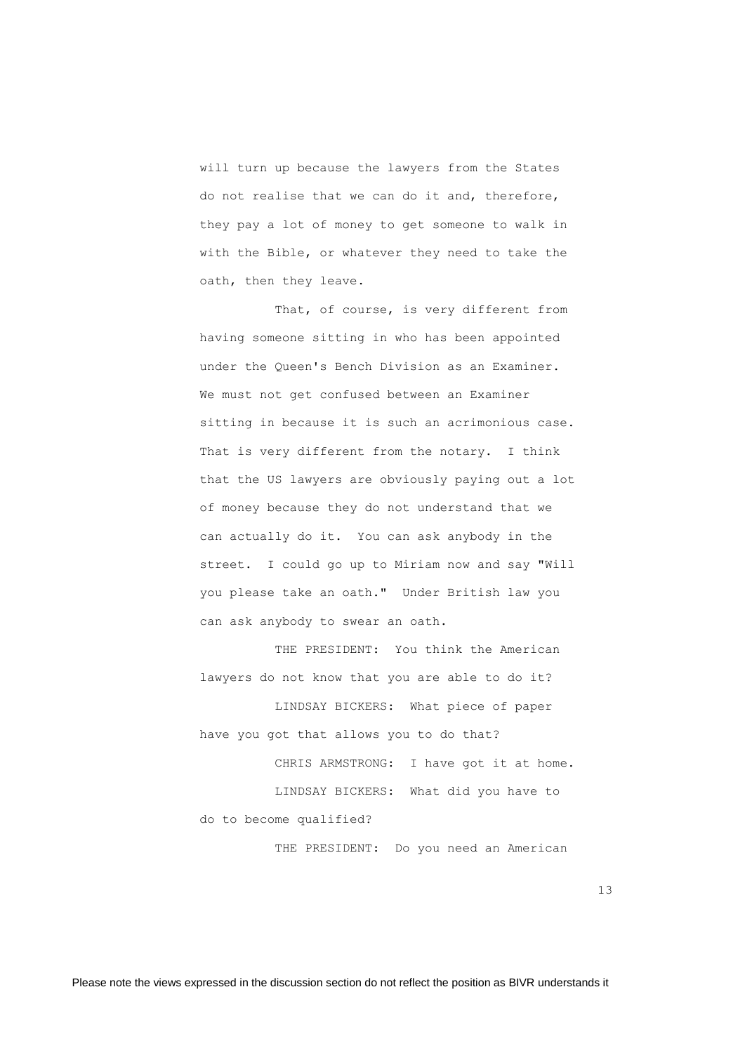will turn up because the lawyers from the States do not realise that we can do it and, therefore, they pay a lot of money to get someone to walk in with the Bible, or whatever they need to take the oath, then they leave.

That, of course, is very different from having someone sitting in who has been appointed under the Queen's Bench Division as an Examiner. We must not get confused between an Examiner sitting in because it is such an acrimonious case. That is very different from the notary. I think that the US lawyers are obviously paying out a lot of money because they do not understand that we can actually do it. You can ask anybody in the street. I could go up to Miriam now and say "Will you please take an oath." Under British law you can ask anybody to swear an oath.

THE PRESIDENT: You think the American lawyers do not know that you are able to do it?

LINDSAY BICKERS: What piece of paper have you got that allows you to do that?

CHRIS ARMSTRONG: I have got it at home.

LINDSAY BICKERS: What did you have to do to become qualified?

THE PRESIDENT: Do you need an American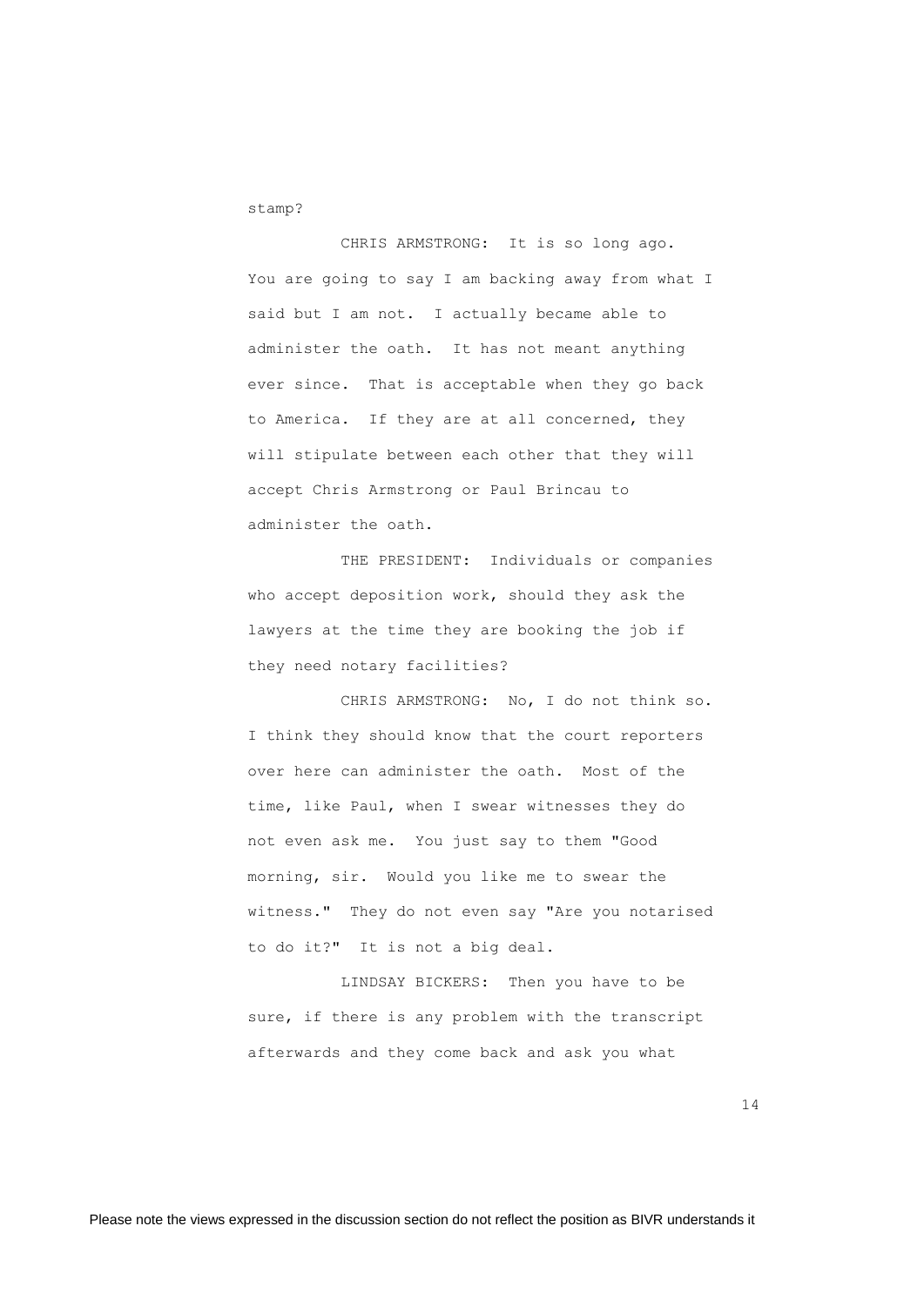stamp?

CHRIS ARMSTRONG: It is so long ago. You are going to say I am backing away from what I said but I am not. I actually became able to administer the oath. It has not meant anything ever since. That is acceptable when they go back to America. If they are at all concerned, they will stipulate between each other that they will accept Chris Armstrong or Paul Brincau to administer the oath.

THE PRESIDENT: Individuals or companies who accept deposition work, should they ask the lawyers at the time they are booking the job if they need notary facilities?

CHRIS ARMSTRONG: No, I do not think so. I think they should know that the court reporters over here can administer the oath. Most of the time, like Paul, when I swear witnesses they do not even ask me. You just say to them "Good morning, sir. Would you like me to swear the witness." They do not even say "Are you notarised to do it?" It is not a big deal.

LINDSAY BICKERS: Then you have to be sure, if there is any problem with the transcript afterwards and they come back and ask you what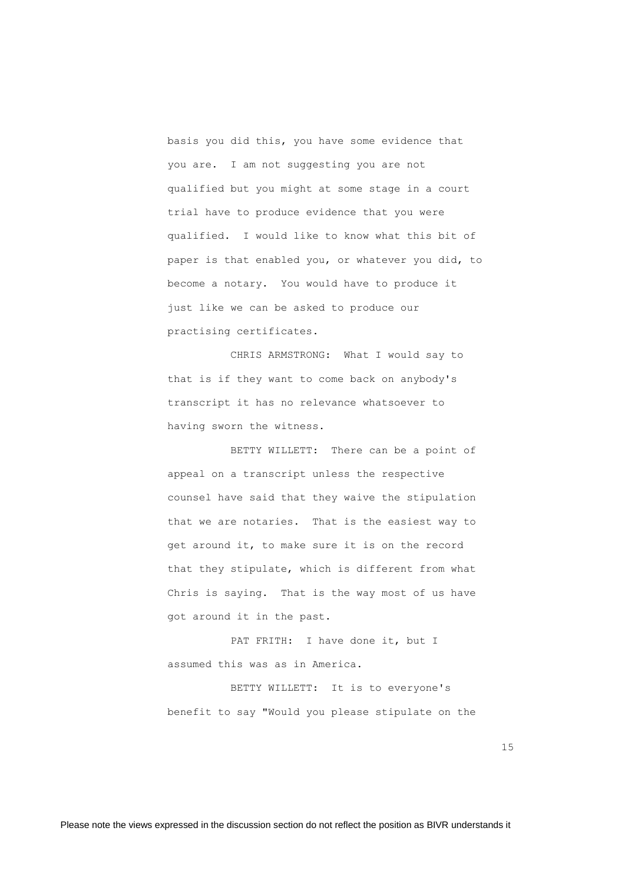basis you did this, you have some evidence that you are. I am not suggesting you are not qualified but you might at some stage in a court trial have to produce evidence that you were qualified. I would like to know what this bit of paper is that enabled you, or whatever you did, to become a notary. You would have to produce it just like we can be asked to produce our practising certificates.

CHRIS ARMSTRONG: What I would say to that is if they want to come back on anybody's transcript it has no relevance whatsoever to having sworn the witness.

BETTY WILLETT: There can be a point of appeal on a transcript unless the respective counsel have said that they waive the stipulation that we are notaries. That is the easiest way to get around it, to make sure it is on the record that they stipulate, which is different from what Chris is saying. That is the way most of us have got around it in the past.

PAT FRITH: I have done it, but I assumed this was as in America.

BETTY WILLETT: It is to everyone's benefit to say "Would you please stipulate on the

Please note the views expressed in the discussion section do not reflect the position as BIVR understands it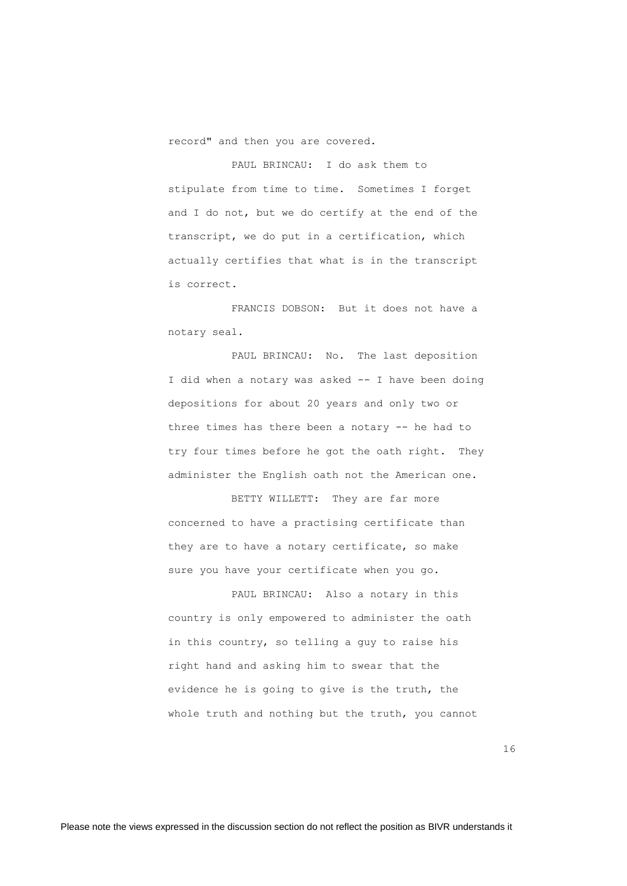record" and then you are covered.

PAUL BRINCAU: I do ask them to stipulate from time to time. Sometimes I forget and I do not, but we do certify at the end of the transcript, we do put in a certification, which actually certifies that what is in the transcript is correct.

FRANCIS DOBSON: But it does not have a notary seal.

PAUL BRINCAU: No. The last deposition I did when a notary was asked -- I have been doing depositions for about 20 years and only two or three times has there been a notary -- he had to try four times before he got the oath right. They administer the English oath not the American one.

BETTY WILLETT: They are far more concerned to have a practising certificate than they are to have a notary certificate, so make sure you have your certificate when you go.

PAUL BRINCAU: Also a notary in this country is only empowered to administer the oath in this country, so telling a guy to raise his right hand and asking him to swear that the evidence he is going to give is the truth, the whole truth and nothing but the truth, you cannot

Please note the views expressed in the discussion section do not reflect the position as BIVR understands it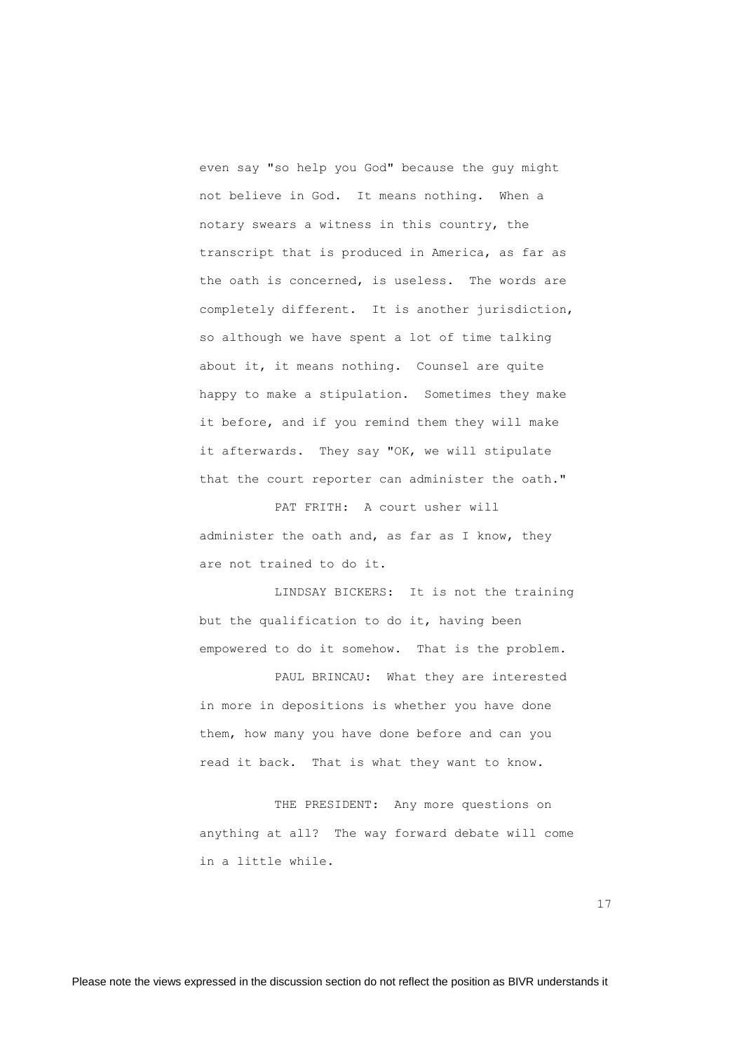even say "so help you God" because the guy might not believe in God. It means nothing. When a notary swears a witness in this country, the transcript that is produced in America, as far as the oath is concerned, is useless. The words are completely different. It is another jurisdiction, so although we have spent a lot of time talking about it, it means nothing. Counsel are quite happy to make a stipulation. Sometimes they make it before, and if you remind them they will make it afterwards. They say "OK, we will stipulate that the court reporter can administer the oath."

PAT FRITH: A court usher will administer the oath and, as far as I know, they are not trained to do it.

LINDSAY BICKERS: It is not the training but the qualification to do it, having been empowered to do it somehow. That is the problem.

PAUL BRINCAU: What they are interested in more in depositions is whether you have done them, how many you have done before and can you read it back. That is what they want to know.

THE PRESIDENT: Any more questions on anything at all? The way forward debate will come in a little while.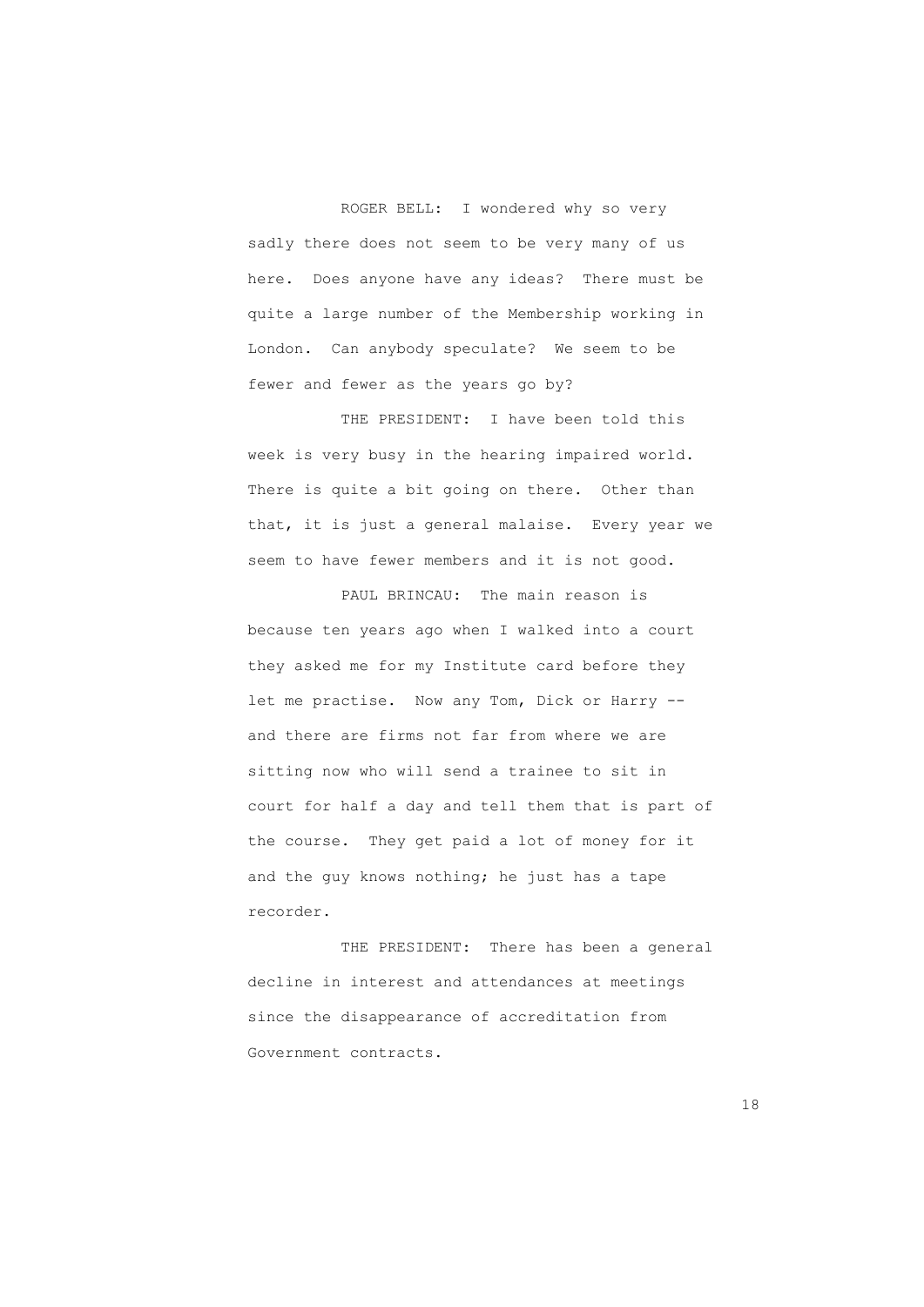ROGER BELL: I wondered why so very sadly there does not seem to be very many of us here. Does anyone have any ideas? There must be quite a large number of the Membership working in London. Can anybody speculate? We seem to be fewer and fewer as the years go by?

THE PRESIDENT: I have been told this week is very busy in the hearing impaired world. There is quite a bit going on there. Other than that, it is just a general malaise. Every year we seem to have fewer members and it is not good.

PAUL BRINCAU: The main reason is because ten years ago when I walked into a court they asked me for my Institute card before they let me practise. Now any Tom, Dick or Harry -- and there are firms not far from where we are sitting now who will send a trainee to sit in court for half a day and tell them that is part of the course. They get paid a lot of money for it and the guy knows nothing; he just has a tape recorder.

THE PRESIDENT: There has been a general decline in interest and attendances at meetings since the disappearance of accreditation from Government contracts.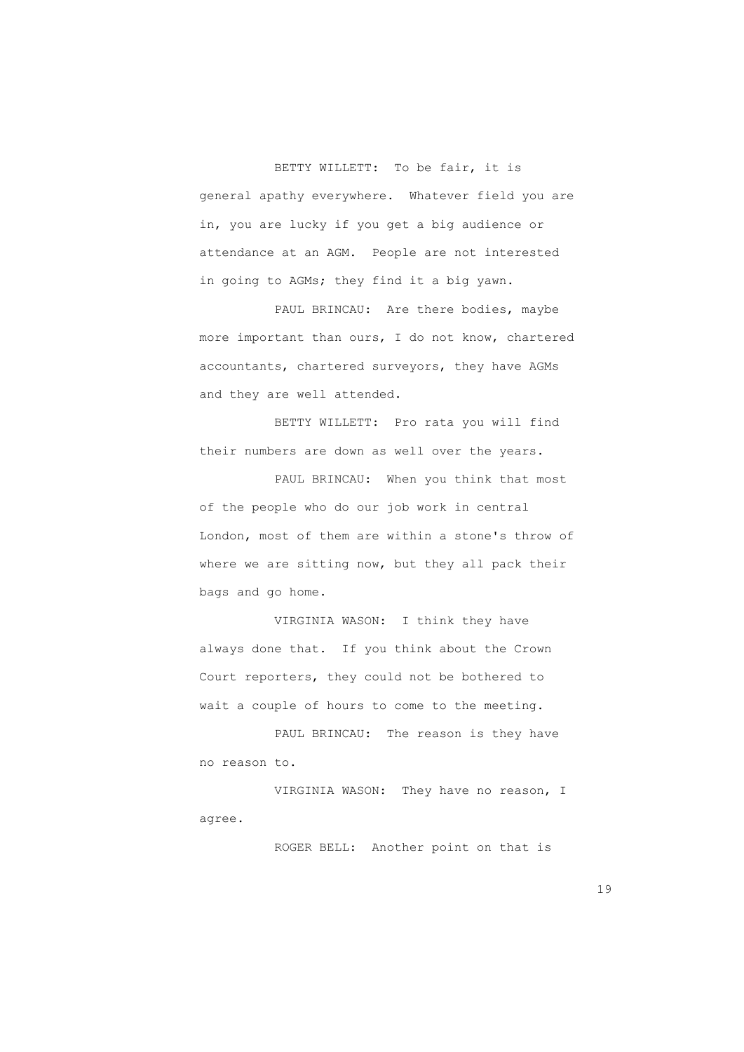BETTY WILLETT: To be fair, it is general apathy everywhere. Whatever field you are in, you are lucky if you get a big audience or attendance at an AGM. People are not interested in going to AGMs; they find it a big yawn.

PAUL BRINCAU: Are there bodies, maybe more important than ours, I do not know, chartered accountants, chartered surveyors, they have AGMs and they are well attended.

BETTY WILLETT: Pro rata you will find their numbers are down as well over the years.

PAUL BRINCAU: When you think that most of the people who do our job work in central London, most of them are within a stone's throw of where we are sitting now, but they all pack their bags and go home.

VIRGINIA WASON: I think they have always done that. If you think about the Crown Court reporters, they could not be bothered to wait a couple of hours to come to the meeting.

PAUL BRINCAU: The reason is they have no reason to.

VIRGINIA WASON: They have no reason, I agree.

ROGER BELL: Another point on that is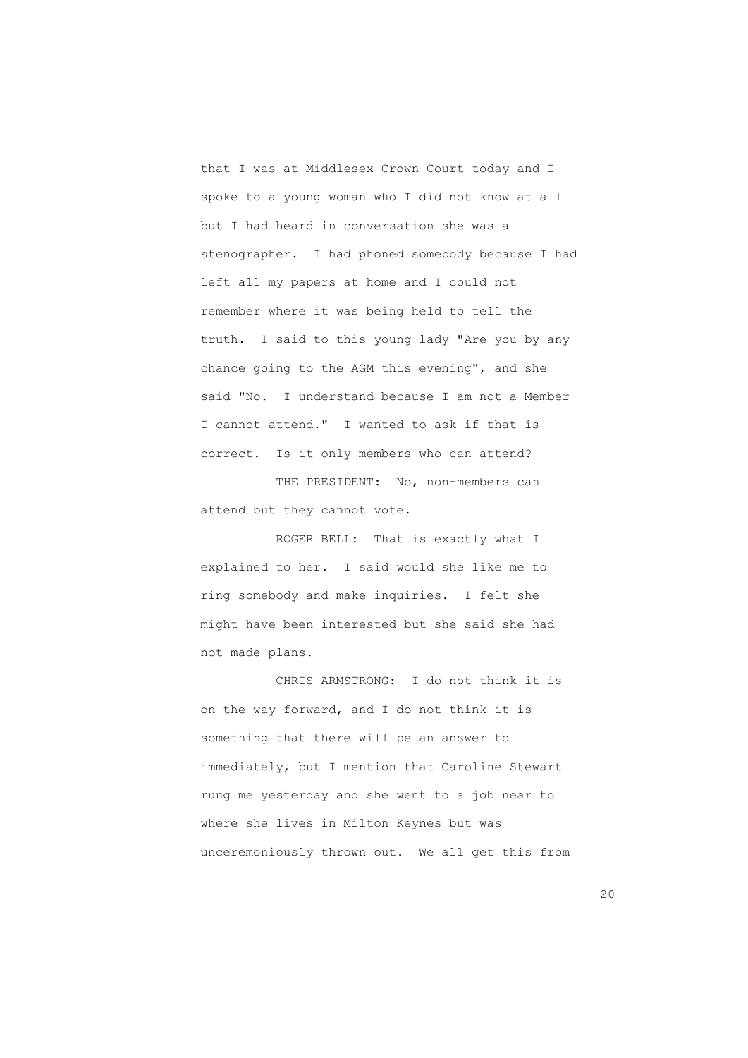that I was at Middlesex Crown Court today and I spoke to a young woman who I did not know at all but I had heard in conversation she was a stenographer. I had phoned somebody because I had left all my papers at home and I could not remember where it was being held to tell the truth. I said to this young lady "Are you by any chance going to the AGM this evening", and she said "No. I understand because I am not a Member I cannot attend." I wanted to ask if that is correct. Is it only members who can attend?

THE PRESIDENT: No, non-members can attend but they cannot vote.

ROGER BELL: That is exactly what I explained to her. I said would she like me to ring somebody and make inquiries. I felt she might have been interested but she said she had not made plans.

CHRIS ARMSTRONG: I do not think it is on the way forward, and I do not think it is something that there will be an answer to immediately, but I mention that Caroline Stewart rung me yesterday and she went to a job near to where she lives in Milton Keynes but was unceremoniously thrown out. We all get this from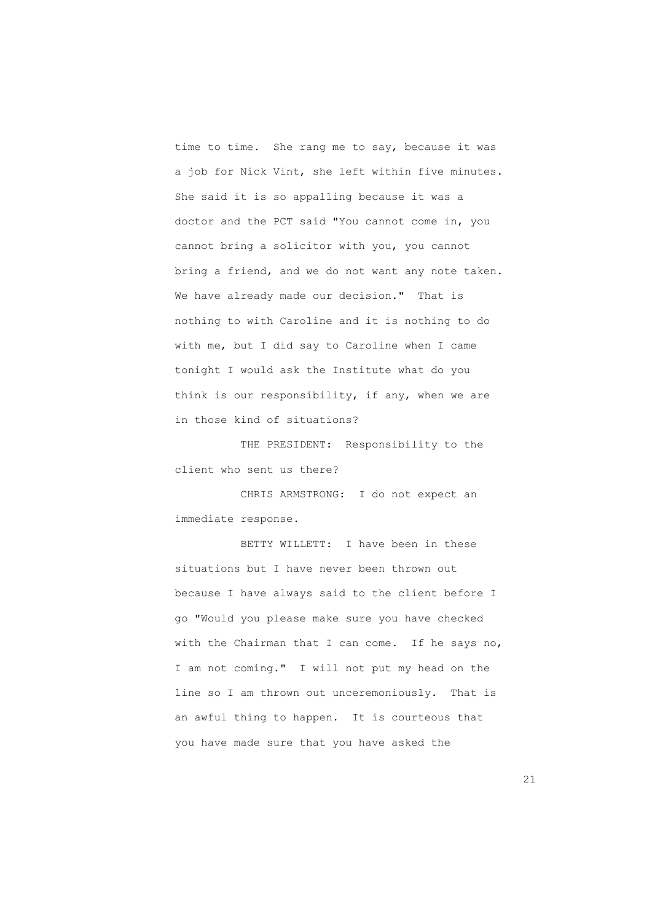time to time. She rang me to say, because it was a job for Nick Vint, she left within five minutes. She said it is so appalling because it was a doctor and the PCT said "You cannot come in, you cannot bring a solicitor with you, you cannot bring a friend, and we do not want any note taken. We have already made our decision." That is nothing to with Caroline and it is nothing to do with me, but I did say to Caroline when I came tonight I would ask the Institute what do you think is our responsibility, if any, when we are in those kind of situations?

THE PRESIDENT: Responsibility to the client who sent us there?

CHRIS ARMSTRONG: I do not expect an immediate response.

BETTY WILLETT: I have been in these situations but I have never been thrown out because I have always said to the client before I go "Would you please make sure you have checked with the Chairman that I can come. If he says no, I am not coming." I will not put my head on the line so I am thrown out unceremoniously. That is an awful thing to happen. It is courteous that you have made sure that you have asked the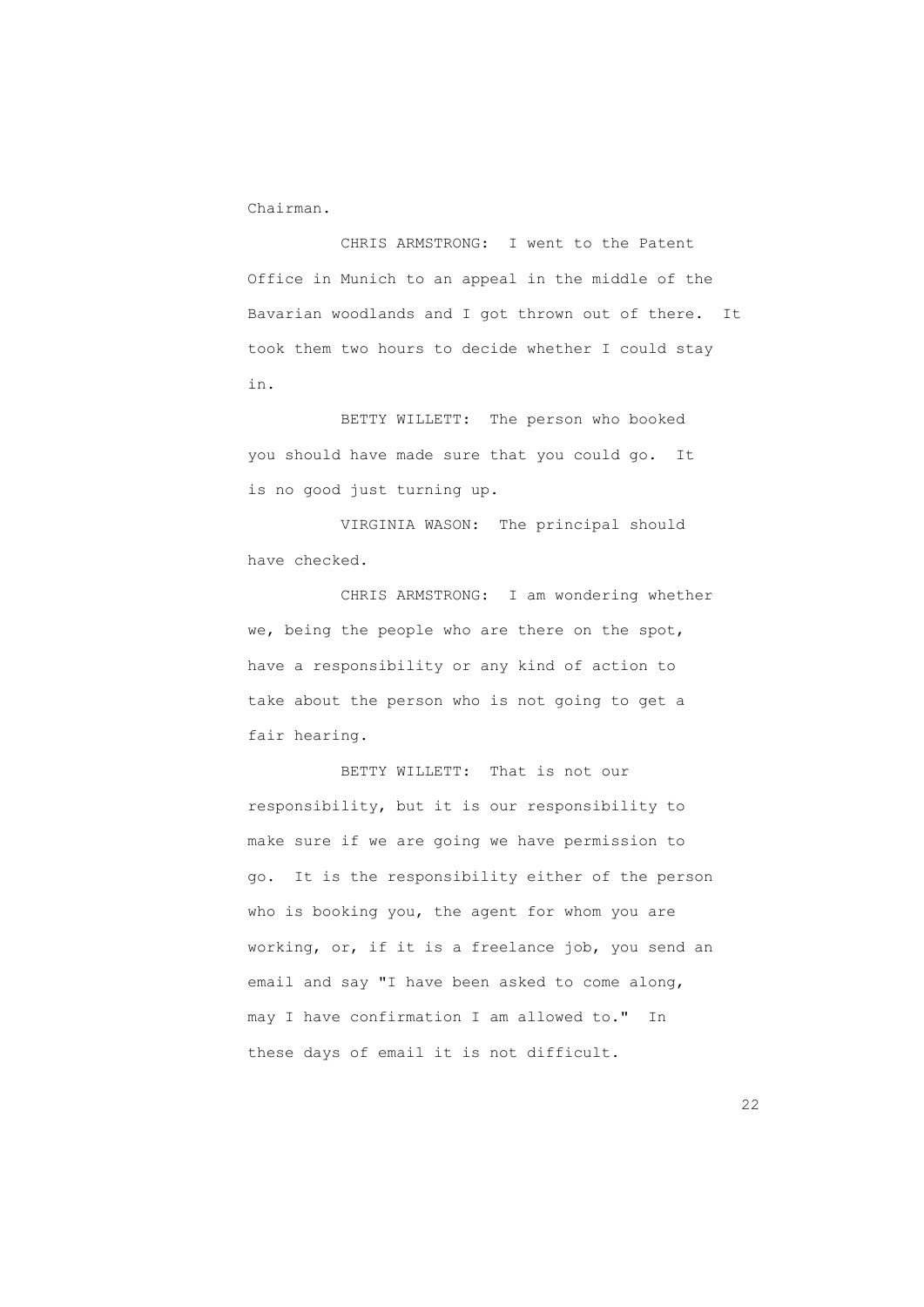Chairman.

CHRIS ARMSTRONG: I went to the Patent Office in Munich to an appeal in the middle of the Bavarian woodlands and I got thrown out of there. It took them two hours to decide whether I could stay in.

BETTY WILLETT: The person who booked you should have made sure that you could go. It is no good just turning up.

VIRGINIA WASON: The principal should have checked.

CHRIS ARMSTRONG: I am wondering whether we, being the people who are there on the spot, have a responsibility or any kind of action to take about the person who is not going to get a fair hearing.

BETTY WILLETT: That is not our responsibility, but it is our responsibility to make sure if we are going we have permission to go. It is the responsibility either of the person who is booking you, the agent for whom you are working, or, if it is a freelance job, you send an email and say "I have been asked to come along, may I have confirmation I am allowed to." In these days of email it is not difficult.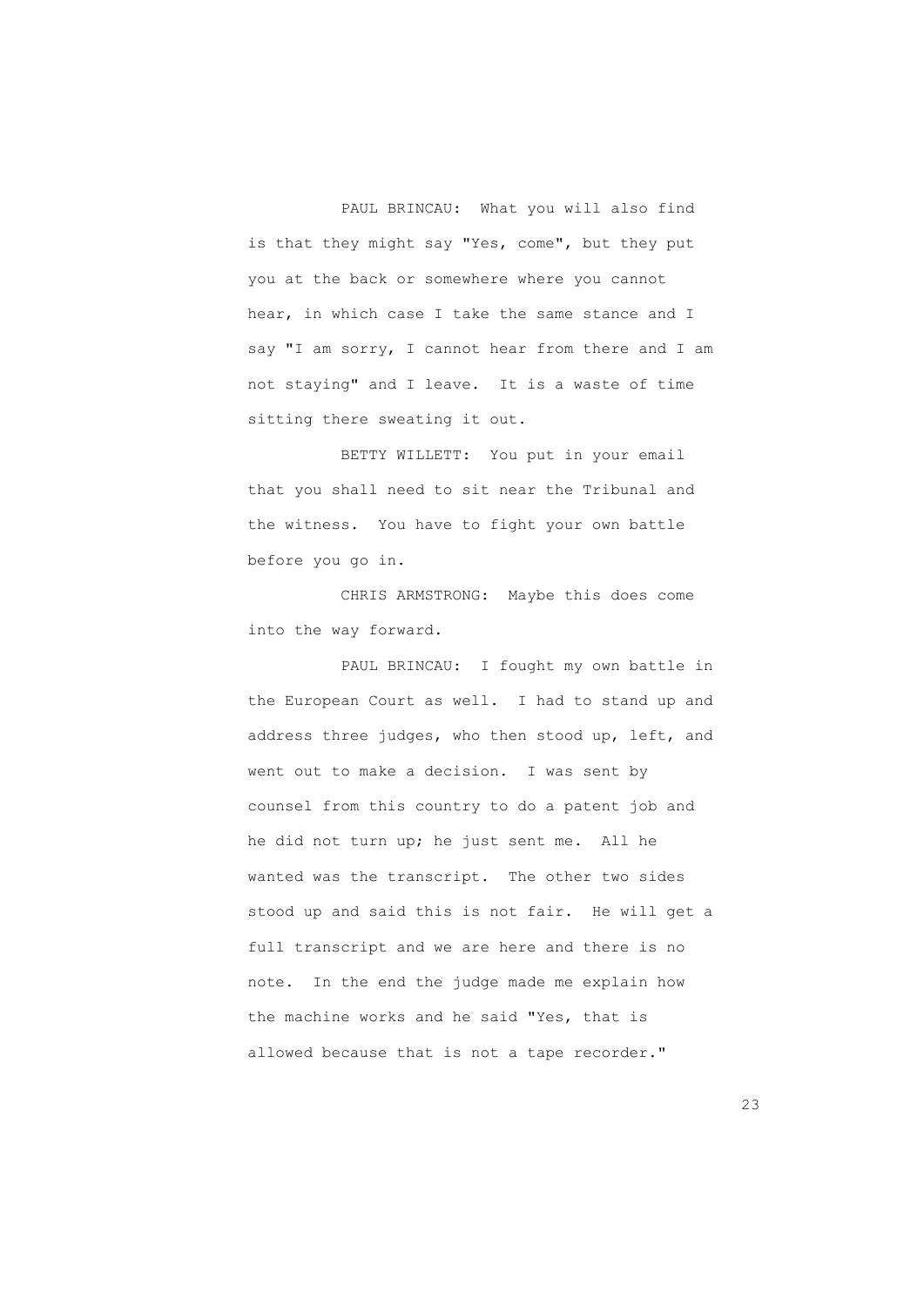PAUL BRINCAU: What you will also find is that they might say "Yes, come", but they put you at the back or somewhere where you cannot hear, in which case I take the same stance and I say "I am sorry, I cannot hear from there and I am not staying" and I leave. It is a waste of time sitting there sweating it out.

BETTY WILLETT: You put in your email that you shall need to sit near the Tribunal and the witness. You have to fight your own battle before you go in.

CHRIS ARMSTRONG: Maybe this does come into the way forward.

PAUL BRINCAU: I fought my own battle in the European Court as well. I had to stand up and address three judges, who then stood up, left, and went out to make a decision. I was sent by counsel from this country to do a patent job and he did not turn up; he just sent me. All he wanted was the transcript. The other two sides stood up and said this is not fair. He will get a full transcript and we are here and there is no note. In the end the judge made me explain how the machine works and he said "Yes, that is allowed because that is not a tape recorder."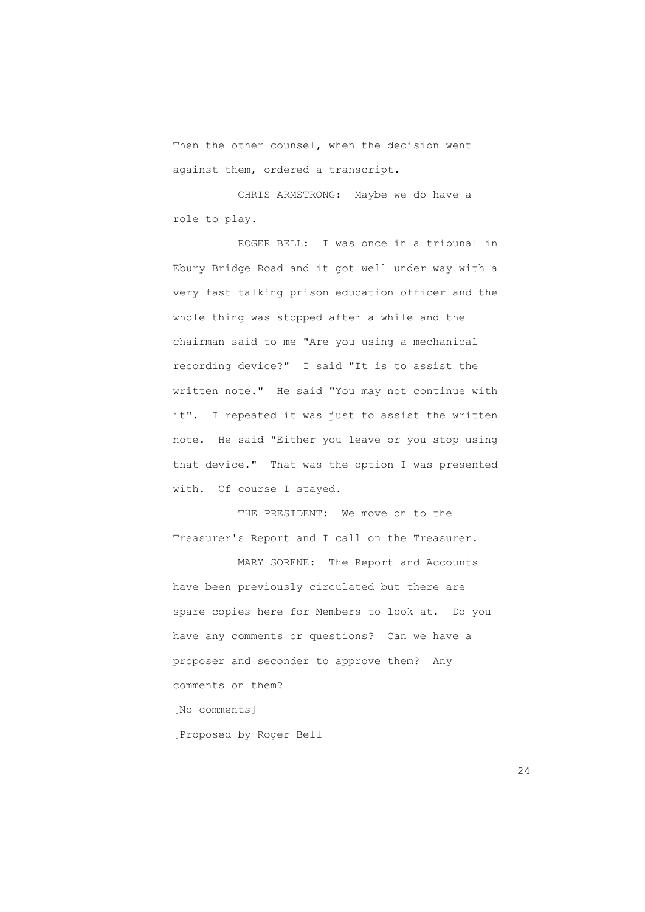Then the other counsel, when the decision went against them, ordered a transcript.

CHRIS ARMSTRONG: Maybe we do have a role to play.

ROGER BELL: I was once in a tribunal in Ebury Bridge Road and it got well under way with a very fast talking prison education officer and the whole thing was stopped after a while and the chairman said to me "Are you using a mechanical recording device?" I said "It is to assist the written note." He said "You may not continue with it". I repeated it was just to assist the written note. He said "Either you leave or you stop using that device." That was the option I was presented with. Of course I stayed.

THE PRESIDENT: We move on to the Treasurer's Report and I call on the Treasurer.

MARY SORENE: The Report and Accounts have been previously circulated but there are spare copies here for Members to look at. Do you have any comments or questions? Can we have a proposer and seconder to approve them? Any comments on them?

[No comments]

[Proposed by Roger Bell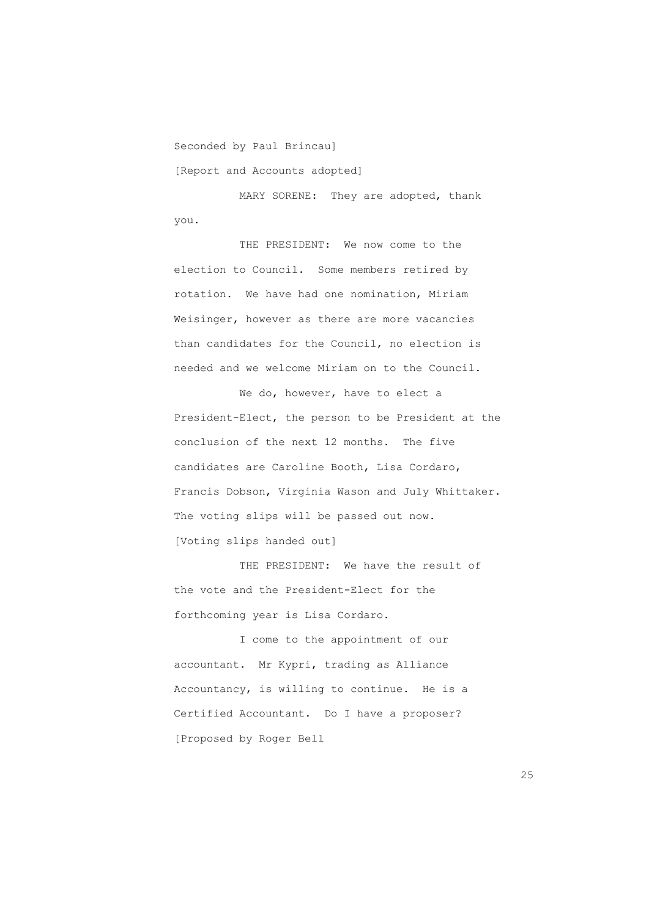Seconded by Paul Brincau]

[Report and Accounts adopted]

MARY SORENE: They are adopted, thank you.

THE PRESIDENT: We now come to the election to Council. Some members retired by rotation. We have had one nomination, Miriam Weisinger, however as there are more vacancies than candidates for the Council, no election is needed and we welcome Miriam on to the Council.

We do, however, have to elect a President-Elect, the person to be President at the conclusion of the next 12 months. The five candidates are Caroline Booth, Lisa Cordaro, Francis Dobson, Virginia Wason and July Whittaker. The voting slips will be passed out now.

[Voting slips handed out]

THE PRESIDENT: We have the result of the vote and the President-Elect for the forthcoming year is Lisa Cordaro.

I come to the appointment of our accountant. Mr Kypri, trading as Alliance Accountancy, is willing to continue. He is a Certified Accountant. Do I have a proposer?

[Proposed by Roger Bell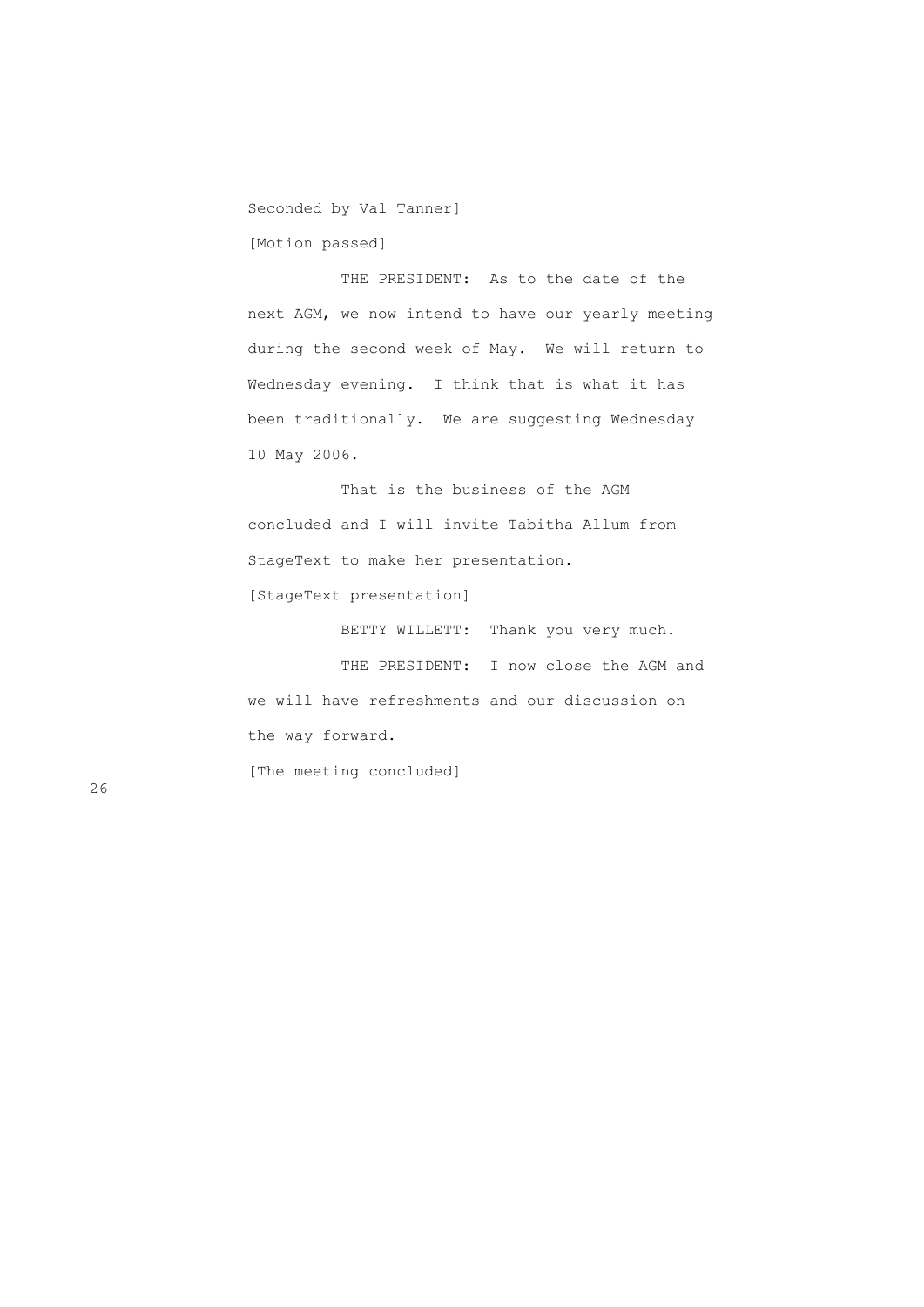Seconded by Val Tanner]

[Motion passed]

THE PRESIDENT: As to the date of the next AGM, we now intend to have our yearly meeting during the second week of May. We will return to Wednesday evening. I think that is what it has been traditionally. We are suggesting Wednesday 10 May 2006.

That is the business of the AGM concluded and I will invite Tabitha Allum from StageText to make her presentation.

[StageText presentation]

BETTY WILLETT: Thank you very much.

THE PRESIDENT: I now close the AGM and we will have refreshments and our discussion on the way forward.

[The meeting concluded]